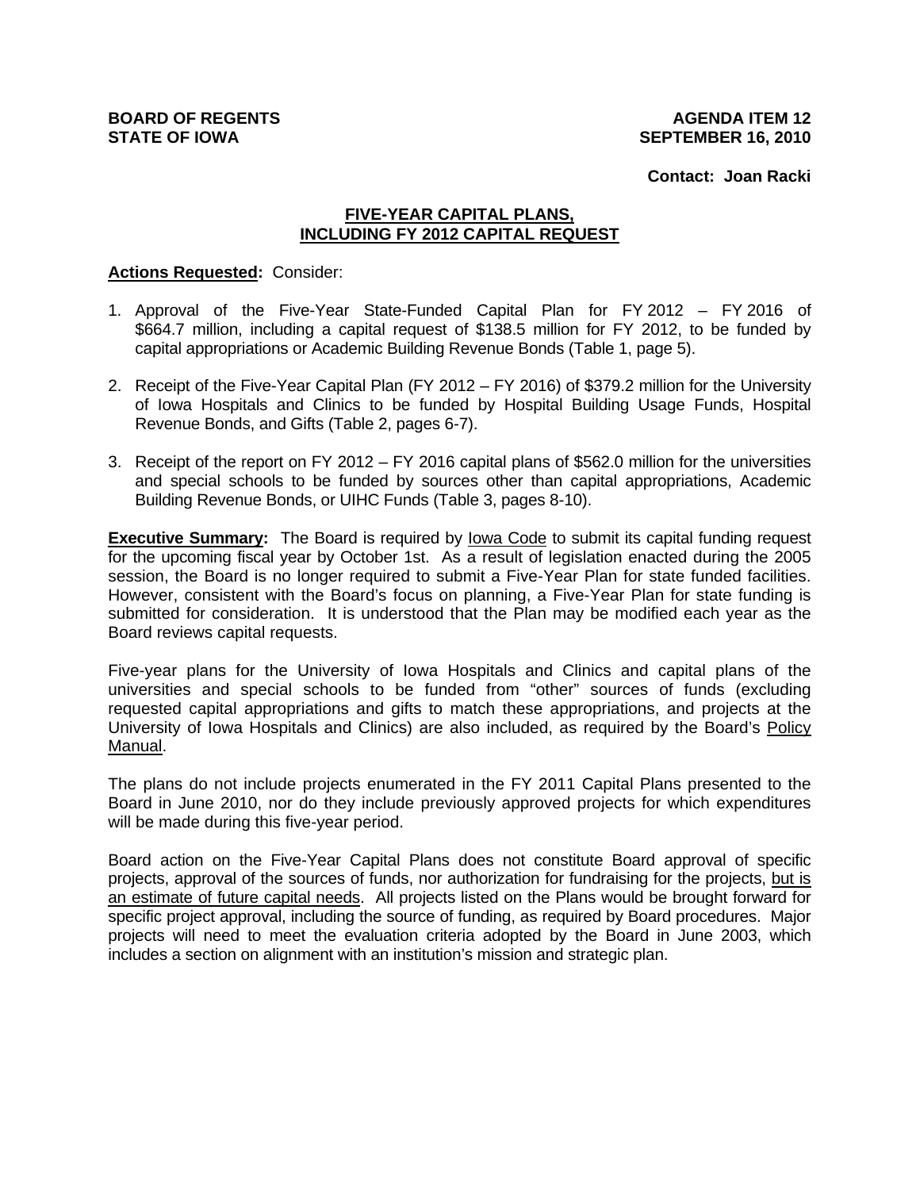**BOARD OF REGENTS**
**STATE OF IOWA**

**AGENDA ITEM 12**
**SEPTEMBER 16, 2010**

**Contact: Joan Racki**

## FIVE-YEAR CAPITAL PLANS, INCLUDING FY 2012 CAPITAL REQUEST

**Actions Requested:** Consider:

1. Approval of the Five-Year State-Funded Capital Plan for FY 2012 – FY 2016 of $664.7 million, including a capital request of $138.5 million for FY 2012, to be funded by capital appropriations or Academic Building Revenue Bonds (Table 1, page 5).
2. Receipt of the Five-Year Capital Plan (FY 2012 – FY 2016) of $379.2 million for the University of Iowa Hospitals and Clinics to be funded by Hospital Building Usage Funds, Hospital Revenue Bonds, and Gifts (Table 2, pages 6-7).
3. Receipt of the report on FY 2012 – FY 2016 capital plans of $562.0 million for the universities and special schools to be funded by sources other than capital appropriations, Academic Building Revenue Bonds, or UIHC Funds (Table 3, pages 8-10).

**Executive Summary:** The Board is required by Iowa Code to submit its capital funding request for the upcoming fiscal year by October 1st. As a result of legislation enacted during the 2005 session, the Board is no longer required to submit a Five-Year Plan for state funded facilities. However, consistent with the Board's focus on planning, a Five-Year Plan for state funding is submitted for consideration. It is understood that the Plan may be modified each year as the Board reviews capital requests.

Five-year plans for the University of Iowa Hospitals and Clinics and capital plans of the universities and special schools to be funded from "other" sources of funds (excluding requested capital appropriations and gifts to match these appropriations, and projects at the University of Iowa Hospitals and Clinics) are also included, as required by the Board's Policy Manual.

The plans do not include projects enumerated in the FY 2011 Capital Plans presented to the Board in June 2010, nor do they include previously approved projects for which expenditures will be made during this five-year period.

Board action on the Five-Year Capital Plans does not constitute Board approval of specific projects, approval of the sources of funds, nor authorization for fundraising for the projects, but is an estimate of future capital needs. All projects listed on the Plans would be brought forward for specific project approval, including the source of funding, as required by Board procedures. Major projects will need to meet the evaluation criteria adopted by the Board in June 2003, which includes a section on alignment with an institution's mission and strategic plan.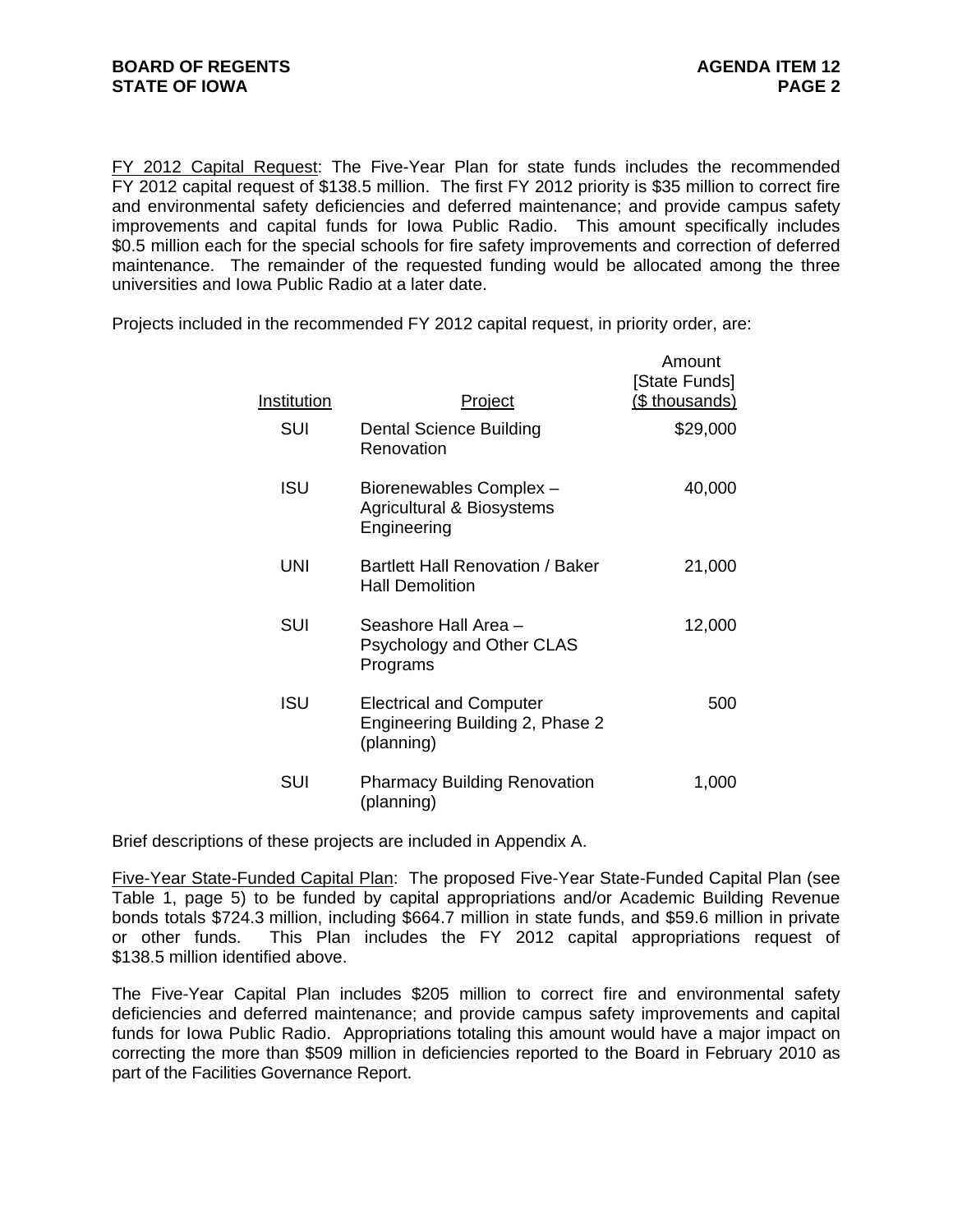FY 2012 Capital Request: The Five-Year Plan for state funds includes the recommended FY 2012 capital request of \$138.5 million. The first FY 2012 priority is \$35 million to correct fire and environmental safety deficiencies and deferred maintenance; and provide campus safety improvements and capital funds for Iowa Public Radio. This amount specifically includes \$0.5 million each for the special schools for fire safety improvements and correction of deferred maintenance. The remainder of the requested funding would be allocated among the three universities and Iowa Public Radio at a later date.

Projects included in the recommended FY 2012 capital request, in priority order, are:

| Institution | Project | Amount [State Funds] (\$ thousands) |
|---|---|---|
| SUI | Dental Science Building Renovation | \$29,000 |
| ISU | Biorenewables Complex – Agricultural & Biosystems Engineering | 40,000 |
| UNI | Bartlett Hall Renovation / Baker Hall Demolition | 21,000 |
| SUI | Seashore Hall Area – Psychology and Other CLAS Programs | 12,000 |
| ISU | Electrical and Computer Engineering Building 2, Phase 2 (planning) | 500 |
| SUI | Pharmacy Building Renovation (planning) | 1,000 |

Brief descriptions of these projects are included in Appendix A.

Five-Year State-Funded Capital Plan: The proposed Five-Year State-Funded Capital Plan (see Table 1, page 5) to be funded by capital appropriations and/or Academic Building Revenue bonds totals \$724.3 million, including \$664.7 million in state funds, and \$59.6 million in private or other funds. This Plan includes the FY 2012 capital appropriations request of \$138.5 million identified above.

The Five-Year Capital Plan includes \$205 million to correct fire and environmental safety deficiencies and deferred maintenance; and provide campus safety improvements and capital funds for Iowa Public Radio. Appropriations totaling this amount would have a major impact on correcting the more than \$509 million in deficiencies reported to the Board in February 2010 as part of the Facilities Governance Report.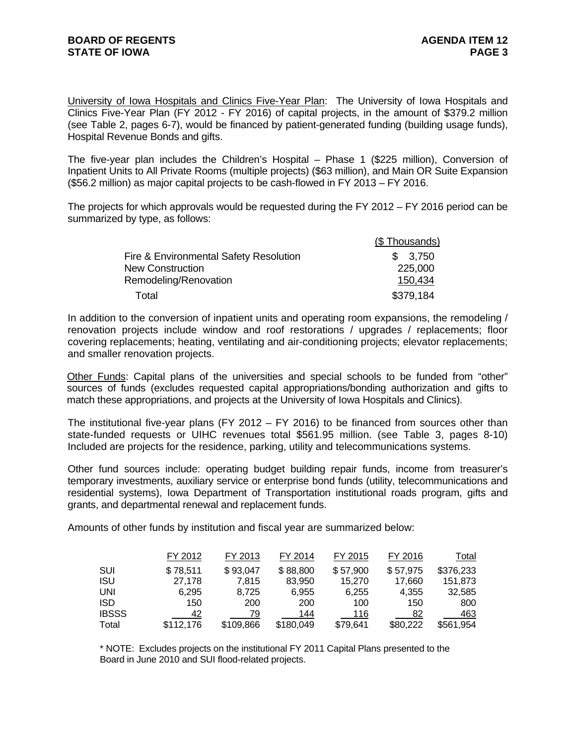University of Iowa Hospitals and Clinics Five-Year Plan: The University of Iowa Hospitals and Clinics Five-Year Plan (FY 2012 - FY 2016) of capital projects, in the amount of $379.2 million (see Table 2, pages 6-7), would be financed by patient-generated funding (building usage funds), Hospital Revenue Bonds and gifts.

The five-year plan includes the Children's Hospital – Phase 1 ($225 million), Conversion of Inpatient Units to All Private Rooms (multiple projects) ($63 million), and Main OR Suite Expansion ($56.2 million) as major capital projects to be cash-flowed in FY 2013 – FY 2016.

The projects for which approvals would be requested during the FY 2012 – FY 2016 period can be summarized by type, as follows:

| | ($ Thousands) |
|---|---|
| Fire & Environmental Safety Resolution | $ 3,750 |
| New Construction | 225,000 |
| Remodeling/Renovation | 150,434 |
| Total | $379,184 |

In addition to the conversion of inpatient units and operating room expansions, the remodeling / renovation projects include window and roof restorations / upgrades / replacements; floor covering replacements; heating, ventilating and air-conditioning projects; elevator replacements; and smaller renovation projects.

Other Funds: Capital plans of the universities and special schools to be funded from "other" sources of funds (excludes requested capital appropriations/bonding authorization and gifts to match these appropriations, and projects at the University of Iowa Hospitals and Clinics).

The institutional five-year plans (FY 2012 – FY 2016) to be financed from sources other than state-funded requests or UIHC revenues total $561.95 million. (see Table 3, pages 8-10) Included are projects for the residence, parking, utility and telecommunications systems.

Other fund sources include: operating budget building repair funds, income from treasurer's temporary investments, auxiliary service or enterprise bond funds (utility, telecommunications and residential systems), Iowa Department of Transportation institutional roads program, gifts and grants, and departmental renewal and replacement funds.

Amounts of other funds by institution and fiscal year are summarized below:

| | FY 2012 | FY 2013 | FY 2014 | FY 2015 | FY 2016 | Total |
|---|---|---|---|---|---|---|
| SUI | $ 78,511 | $ 93,047 | $ 88,800 | $ 57,900 | $ 57,975 | $376,233 |
| ISU | 27,178 | 7,815 | 83,950 | 15,270 | 17,660 | 151,873 |
| UNI | 6,295 | 8,725 | 6,955 | 6,255 | 4,355 | 32,585 |
| ISD | 150 | 200 | 200 | 100 | 150 | 800 |
| IBSSS | 42 | 79 | 144 | 116 | 82 | 463 |
| Total | $112,176 | $109,866 | $180,049 | $79,641 | $80,222 | $561,954 |

\* NOTE: Excludes projects on the institutional FY 2011 Capital Plans presented to the Board in June 2010 and SUI flood-related projects.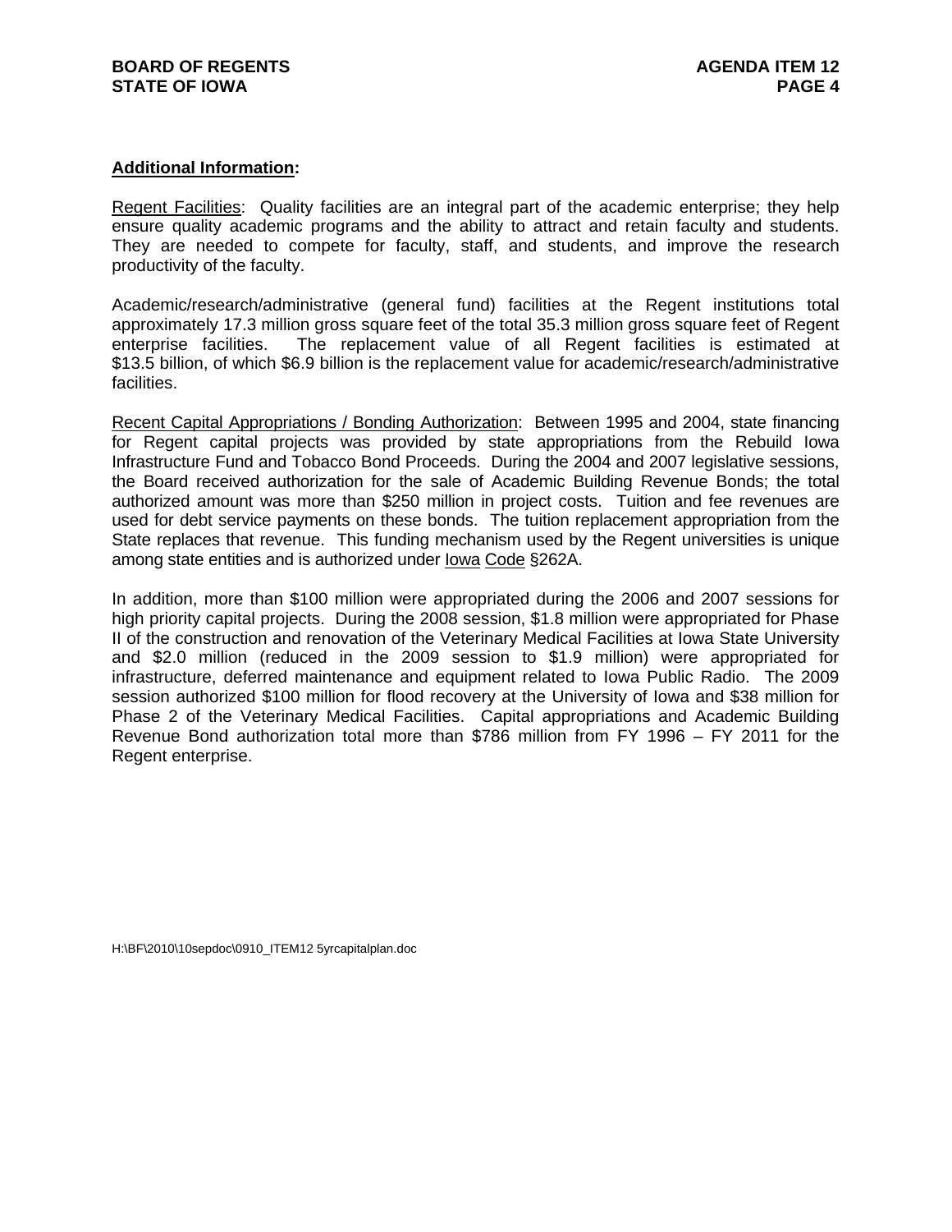**Additional Information:**

Regent Facilities: Quality facilities are an integral part of the academic enterprise; they help ensure quality academic programs and the ability to attract and retain faculty and students. They are needed to compete for faculty, staff, and students, and improve the research productivity of the faculty.

Academic/research/administrative (general fund) facilities at the Regent institutions total approximately 17.3 million gross square feet of the total 35.3 million gross square feet of Regent enterprise facilities. The replacement value of all Regent facilities is estimated at $13.5 billion, of which $6.9 billion is the replacement value for academic/research/administrative facilities.

Recent Capital Appropriations / Bonding Authorization: Between 1995 and 2004, state financing for Regent capital projects was provided by state appropriations from the Rebuild Iowa Infrastructure Fund and Tobacco Bond Proceeds. During the 2004 and 2007 legislative sessions, the Board received authorization for the sale of Academic Building Revenue Bonds; the total authorized amount was more than $250 million in project costs. Tuition and fee revenues are used for debt service payments on these bonds. The tuition replacement appropriation from the State replaces that revenue. This funding mechanism used by the Regent universities is unique among state entities and is authorized under Iowa Code §262A.

In addition, more than $100 million were appropriated during the 2006 and 2007 sessions for high priority capital projects. During the 2008 session, $1.8 million were appropriated for Phase II of the construction and renovation of the Veterinary Medical Facilities at Iowa State University and $2.0 million (reduced in the 2009 session to $1.9 million) were appropriated for infrastructure, deferred maintenance and equipment related to Iowa Public Radio. The 2009 session authorized $100 million for flood recovery at the University of Iowa and $38 million for Phase 2 of the Veterinary Medical Facilities. Capital appropriations and Academic Building Revenue Bond authorization total more than $786 million from FY 1996 – FY 2011 for the Regent enterprise.

H:\BF\2010\10sepdoc\0910_ITEM12 5yrcapitalplan.doc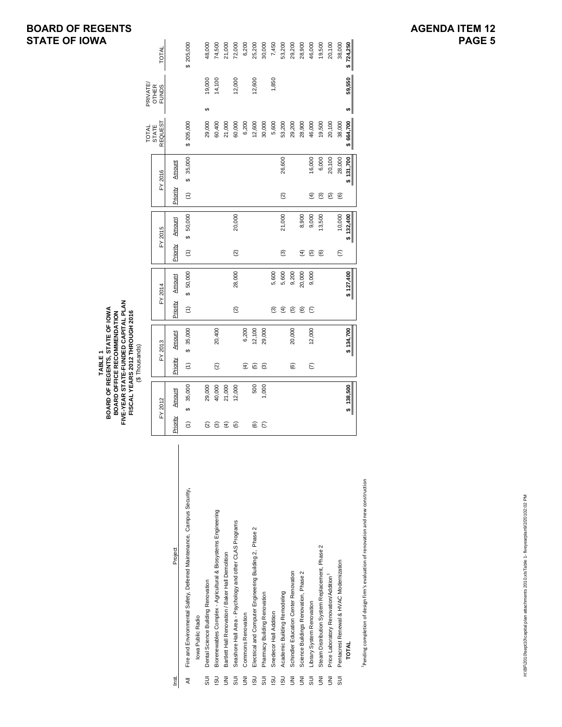**BOARD OF REGENTS**
**STATE OF IOWA**

**AGENDA ITEM 12**
**PAGE 5**

**TABLE 1**
**BOARD OF REGENTS, STATE OF IOWA**
**BOARD OFFICE RECOMMENDATION**
**FIVE-YEAR STATE-FUNDED CAPITAL PLAN**
**FISCAL YEARS 2012 THROUGH 2016**
($ Thousands)

| Inst. | Project | FY 2012 | | FY 2013 | | FY 2014 | | FY 2015 | | FY 2016 | | TOTAL STATE REQUEST | PRIVATE/ OTHER FUNDS | TOTAL |
|---|---|---|---|---|---|---|---|---|---|---|---|---|---|---|
| | | Priority | Amount | Priority | Amount | Priority | Amount | Priority | Amount | Priority | Amount | | | |
| All | Fire and Environmental Safety, Deferred Maintenance, Campus Security, Iowa Public Radio | (1) | $ 35,000 | (1) | $ 35,000 | (1) | $ 50,000 | (1) | $ 50,000 | (1) | $ 35,000 | $ 205,000 | | $ 205,000 |
| SUI | Dental Science Building Renovation | (2) | 29,000 | | | | | | | | | 29,000 | $ 19,000 | 48,000 |
| ISU | Biorenewables Complex - Agricultural & Biosystems Engineering | (3) | 40,000 | (2) | 20,400 | | | | | | | 60,400 | 14,100 | 74,500 |
| UNI | Bartlett Hall Renovation / Baker Hall Demolition | (4) | 21,000 | | | | | | | | | 21,000 | | 21,000 |
| SUI | Seashore Hall Area - Psychology and other CLAS Programs | (5) | 12,000 | | | (2) | 28,000 | (2) | 20,000 | | | 60,000 | 12,000 | 72,000 |
| UNI | Commons Renovation | | | (4) | 6,200 | | | | | | | 6,200 | | 6,200 |
| ISU | Electrical and Computer Engineering Building 2, Phase 2 | (6) | 500 | (5) | 12,100 | | | | | | | 12,600 | 12,600 | 25,200 |
| SUI | Pharmacy Building Renovation | (7) | 1,000 | (3) | 29,000 | | | | | | | 30,000 | | 30,000 |
| ISU | Snedecor Hall Addition | | | | | (3) | 5,600 | | | | | 5,600 | 1,850 | 7,450 |
| ISU | Academic Building Remodeling | | | | | (4) | 5,600 | (3) | 21,000 | (2) | 26,600 | 53,200 | | 53,200 |
| UNI | Schindler Education Center Renovation | | | (6) | 20,000 | (5) | 9,200 | | | | | 29,200 | | 29,200 |
| UNI | Science Buildings Renovation, Phase 2 | | | | | (6) | 20,000 | (4) | 8,900 | | | 28,900 | | 28,900 |
| SUI | Library System Renovation | | | (7) | 12,000 | (7) | 9,000 | (5) | 9,000 | (4) | 16,000 | 46,000 | | 46,000 |
| UNI | Steam Distribution System Replacement, Phase 2 | | | | | | | (6) | 13,500 | (3) | 6,000 | 19,500 | | 19,500 |
| UNI | Price Laboratory Renovation/Addition[1] | | | | | | | | | (5) | 20,100 | 20,100 | | 20,100 |
| SUI | Pentacrest Renewal & HVAC Modernization | | | | | | | (7) | 10,000 | (6) | 28,000 | 38,000 | | 38,000 |
| | **TOTAL** | | **$ 138,500** | | **$ 134,700** | | **$ 127,400** | | **$ 132,400** | | **$ 131,700** | **$ 664,700** | **$ 59,550** | **$ 724,250** |

[1]Pending completion of design firm's evaluation of renovation and new construction

H:\BF\2010\sept10\capital plan attachments 2010.xlsTable 1- fiveyearplan9/2/2010 2:02 PM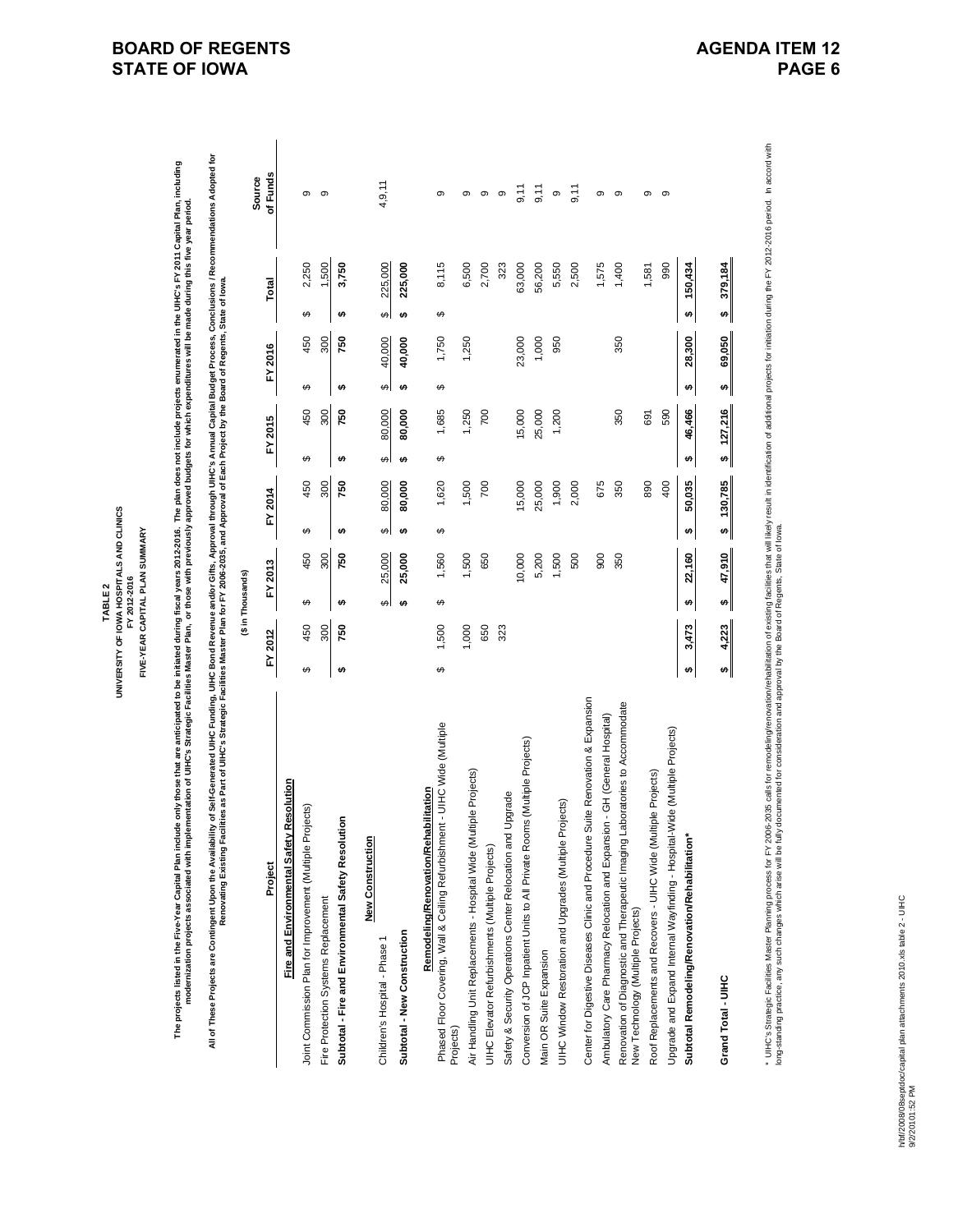**TABLE 2**
**UNIVERSITY OF IOWA HOSPITALS AND CLINICS**
**FY 2012-2016**
**FIVE-YEAR CAPITAL PLAN SUMMARY**

**The projects listed in the Five-Year Capital Plan include only those that are anticipated to be initiated during fiscal years 2012-2016. The plan does not include projects enumerated in the UIHC's FY 2011 Capital Plan, including modernization projects associated with implementation of UIHC's Strategic Facilities Master Plan, or those with previously approved budgets for which expenditures will be made during this five year period.**

**All of These Projects are Contingent Upon the Availability of Self-Generated UIHC Funding, UIHC Bond Revenue and/or Gifts, Approval through UIHC's Annual Capital Budget Process, Conclusions / Recommendations Adopted for Renovating Existing Facilities as Part of UIHC's Strategic Facilities Master Plan for FY 2006-2035, and Approval of Each Project by the Board of Regents, State of Iowa.**

($ in Thousands)

| Project | FY 2012 | FY 2013 | FY 2014 | FY 2015 | FY 2016 | Total | Source of Funds |
|---|---|---|---|---|---|---|---|
| **Fire and Environmental Safety Resolution** | | | | | | | |
| Joint Commission Plan for Improvement (Multiple Projects) | $ 450 | $ 450 | $ 450 | $ 450 | $ 450 | $ 2,250 | 9 |
| Fire Protection Systems Replacement | 300 | 300 | 300 | 300 | 300 | 1,500 | 9 |
| **Subtotal - Fire and Environmental Safety Resolution** | **$ 750** | **$ 750** | **$ 750** | **$ 750** | **$ 750** | **$ 3,750** | |
| **New Construction** | | | | | | | |
| Children's Hospital - Phase 1 | | $ 25,000 | $ 80,000 | $ 80,000 | $ 40,000 | $ 225,000 | 4,9,11 |
| **Subtotal - New Construction** | | **$ 25,000** | **$ 80,000** | **$ 80,000** | **$ 40,000** | **$ 225,000** | |
| **Remodeling/Renovation/Rehabilitation** | | | | | | | |
| Phased Floor Covering, Wall & Ceiling Refurbishment - UIHC Wide (Multiple Projects) | $ 1,500 | $ 1,560 | $ 1,620 | $ 1,685 | $ 1,750 | $ 8,115 | 9 |
| Air Handling Unit Replacements - Hospital Wide (Multiple Projects) | 1,000 | 1,500 | 1,500 | 1,250 | 1,250 | 6,500 | 9 |
| UIHC Elevator Refurbishments (Multiple Projects) | 650 | 650 | 700 | 700 | | 2,700 | 9 |
| Safety & Security Operations Center Relocation and Upgrade | 323 | | | | | 323 | 9 |
| Conversion of JCP Inpatient Units to All Private Rooms (Multiple Projects) | | 10,000 | 15,000 | 15,000 | 23,000 | 63,000 | 9,11 |
| Main OR Suite Expansion | | 5,200 | 25,000 | 25,000 | 1,000 | 56,200 | 9,11 |
| UIHC Window Restoration and Upgrades (Multiple Projects) | | 1,500 | 1,900 | 1,200 | 950 | 5,550 | 9 |
| Center for Digestive Diseases Clinic and Procedure Suite Renovation & Expansion | | 500 | 2,000 | | | 2,500 | 9,11 |
| Ambulatory Care Pharmacy Relocation and Expansion - GH (General Hospital) | | 900 | 675 | | | 1,575 | 9 |
| Renovation of Diagnostic and Therapeutic Imaging Laboratories to Accommodate New Technology (Multiple Projects) | | 350 | 350 | 350 | 350 | 1,400 | 9 |
| Roof Replacements and Recovers - UIHC Wide (Multiple Projects) | | | 890 | 691 | | 1,581 | 9 |
| Upgrade and Expand Internal Wayfinding - Hospital-Wide (Multiple Projects) | | | 400 | 590 | | 990 | 9 |
| **Subtotal Remodeling/Renovation/Rehabilitation*** | **$ 3,473** | **$ 22,160** | **$ 50,035** | **$ 46,466** | **$ 28,300** | **$ 150,434** | |
| **Grand Total - UIHC** | **$ 4,223** | **$ 47,910** | **$ 130,785** | **$ 127,216** | **$ 69,050** | **$ 379,184** | |

\* UIHC's Strategic Facilities Master Planning process for FY 2006-2035 calls for remodeling/renovation/rehabilitation of existing facilities that will likely result in identification of additional projects for initiation during the FY 2012-2016 period. In accord with long-standing practice, any such changes which arise will be fully documented for consideration and approval by the Board of Regents, State of Iowa.

h/bf/2008/08septdoc/capital plan attachments 2010.xls table 2 - UIHC
9/2/2010 1:52 PM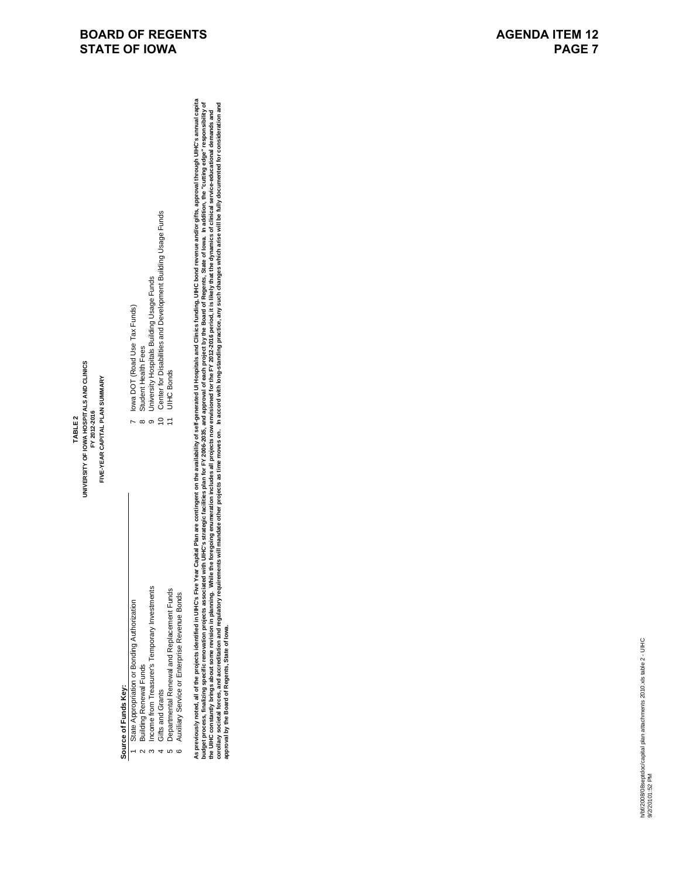# TABLE 2

## UNIVERSITY OF IOWA HOSPITALS AND CLINICS

### FY 2012-2016

### FIVE-YEAR CAPITAL PLAN SUMMARY

**Source of Funds Key:**

1 State Appropriation or Bonding Authorization
2 Building Renewal Funds
3 Income from Treasurer's Temporary Investments
4 Gifts and Grants
5 Departmental Renewal and Replacement Funds
6 Auxiliary Service or Enterprise Revenue Bonds
7 Iowa DOT (Road Use Tax Funds)
8 Student Health Fees
9 University Hospitals Building Usage Funds
10 Center for Disabilities and Development Building Usage Funds
11 UIHC Bonds

**As previously noted, all of the projects identified in UIHC's Five Year Capital Plan are contingent on the availability of self-generated UI Hospitals and Clinics funding, UIHC bond revenue and/or gifts, approval through UIHC's annual capita budget process, finalizing specific renovation projects associated with UIHC's strategic facilities plan for FY 2006-2035, and approval of each project by the Board of Regents, State of Iowa. In addition, the "cutting edge" responsibility of the UIHC constantly brings about some revision in planning. While the foregoing enumeration includes all projects now envisioned for the FY 2012-2016 period, it is likely that the dynamics of clinical service-educational demands and corollary societal forces, and accreditation and regulatory requirements will mandate other projects as time moves on. In accord with long-standing practice, any such changes which arise will be fully documented for consideration and approval by the Board of Regents, State of Iowa.**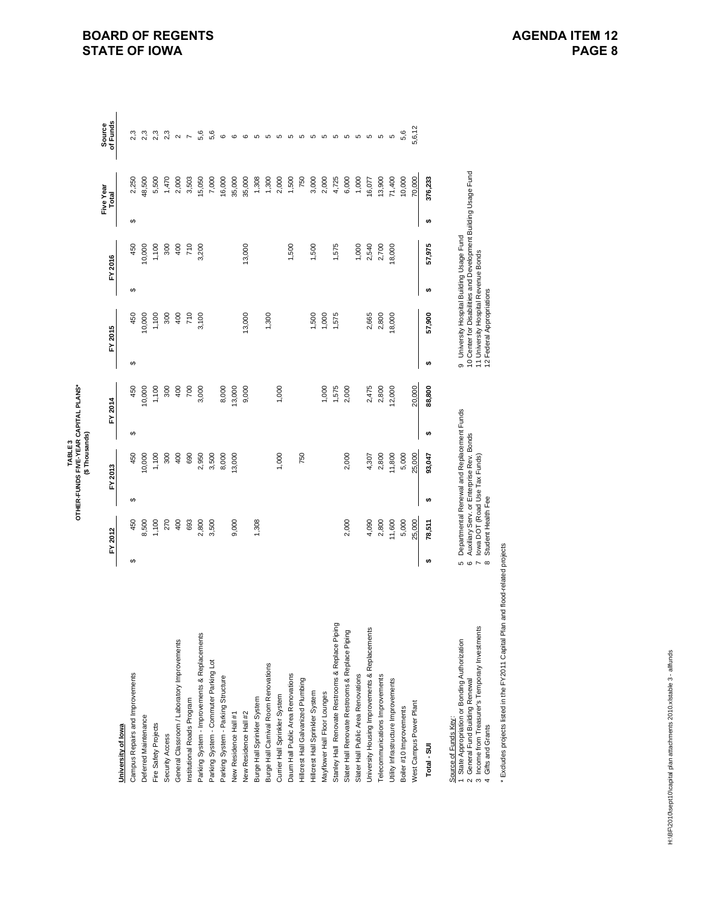# BOARD OF REGENTS
# STATE OF IOWA

**AGENDA ITEM 12**

**TABLE 3**
**OTHER-FUNDS FIVE-YEAR CAPITAL PLANS***
**($ Thousands)**

| University of Iowa | FY 2012 | FY 2013 | FY 2014 | FY 2015 | FY 2016 | Five Year Total | Source of Funds |
|---|---|---|---|---|---|---|---|
| Campus Repairs and Improvements | $ 450 | $ 450 | $ 450 | $ 450 | $ 450 | $ 2,250 | 2,3 |
| Deferred Maintenance | 8,500 | 10,000 | 10,000 | 10,000 | 10,000 | 48,500 | 2,3 |
| Fire Safety Projects | 1,100 | 1,100 | 1,100 | 1,100 | 1,100 | 5,500 | 2,3 |
| Security Access | 270 | 300 | 300 | 300 | 300 | 1,470 | 2,3 |
| General Classroom / Laboratory Improvements | 400 | 400 | 400 | 400 | 400 | 2,000 | 2 |
| Institutional Roads Program | 693 | 690 | 700 | 710 | 710 | 3,503 | 7 |
| Parking System - Improvements & Replacements | 2,800 | 2,950 | 3,000 | 3,100 | 3,200 | 15,050 | 5,6 |
| Parking System - Commuter Parking Lot | 3,500 | 3,500 | | | | 7,000 | 5,6 |
| Parking System - Parking Structure | | 8,000 | 8,000 | | | 16,000 | 6 |
| New Residence Hall #1 | 9,000 | 13,000 | 13,000 | | | 35,000 | 6 |
| New Residence Hall #2 | | | 9,000 | 13,000 | 13,000 | 35,000 | 6 |
| Burge Hall Sprinkler System | 1,308 | | | | | 1,308 | 5 |
| Burge Hall Carnival Room Renovations | | | | 1,300 | | 1,300 | 5 |
| Currier Hall Sprinkler System | | 1,000 | 1,000 | | | 2,000 | 5 |
| Daum Hall Public Area Renovations | | | | | 1,500 | 1,500 | 5 |
| Hillcrest Hall Galvanized Plumbing | | 750 | | | | 750 | 5 |
| Hillcrest Hall Sprinkler System | | | | 1,500 | 1,500 | 3,000 | 5 |
| Mayflower Hall Floor Lounges | | | 1,000 | 1,000 | | 2,000 | 5 |
| Stanley Hall Renovate Restrooms & Replace Piping | | | 1,575 | 1,575 | 1,575 | 4,725 | 5 |
| Slater Hall Renovate Restrooms & Replace Piping | 2,000 | 2,000 | 2,000 | | | 6,000 | 5 |
| Slater Hall Public Area Renovations | | | | | 1,000 | 1,000 | 5 |
| University Housing Improvements & Replacements | 4,090 | 4,307 | 2,475 | 2,665 | 2,540 | 16,077 | 5 |
| Telecommunications Improvements | 2,800 | 2,800 | 2,800 | 2,800 | 2,700 | 13,900 | 5 |
| Utility Infrastructure Improvements | 11,600 | 11,800 | 12,000 | 18,000 | 18,000 | 71,400 | 5 |
| Boiler #10 Improvements | 5,000 | 5,000 | | | | 10,000 | 5,6 |
| West Campus Power Plant | 25,000 | 25,000 | 20,000 | | | 70,000 | 5,6,12 |
| **Total - SUI** | **$ 78,511** | **$ 93,047** | **$ 88,800** | **$ 57,900** | **$ 57,975** | **$ 376,233** | |

Source of Funds Key:
1 State Appropriation or Bonding Authorization
2 General Fund Building Renewal
3 Income from Treasurer's Temporary Investments
4 Gifts and Grants
5 Departmental Renewal and Replacement Funds
6 Auxiliary Serv. or Enterprise Rev. Bonds
7 Iowa DOT (Road Use Tax Funds)
8 Student Health Fee
9 University Hospital Building Usage Fund
10 Center for Disabilities and Development Building Usage Fund
11 University Hospital Revenue Bonds
12 Federal Appropriations

* Excludes projects listed in the FY2011 Capital Plan and flood-related projects

H:\BF\2010\sept10\capital plan attachments 2010.xls\table 3 - allfunds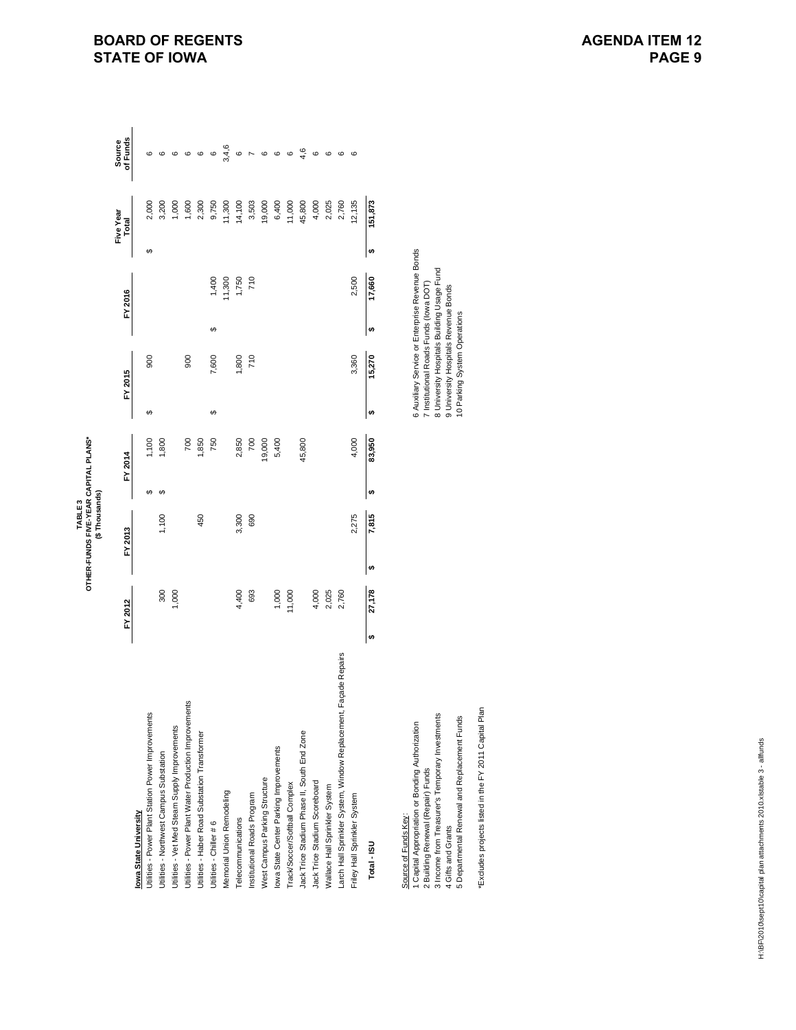# TABLE 3
## OTHER-FUNDS FIVE-YEAR CAPITAL PLANS*
### ($ Thousands)

| Iowa State University | FY 2012 | FY 2013 | FY 2014 | FY 2015 | FY 2016 | Five Year Total | Source of Funds |
|---|---|---|---|---|---|---|---|
| Utilities - Power Plant Station Power Improvements | | | $ 1,100 | $ 900 | | $ 2,000 | 6 |
| Utilities - Northwest Campus Substation | 300 | 1,100 | $ 1,800 | | | 3,200 | 6 |
| Utilities - Vet Med Steam Supply Improvements | 1,000 | | | | | 1,000 | 6 |
| Utilities - Power Plant Water Production Improvements | | | 700 | 900 | | 1,600 | 6 |
| Utilities - Haber Road Substation Transformer | | 450 | 1,850 | | | 2,300 | 6 |
| Utilities - Chiller # 6 | | | 750 | $ 7,600 | $ 1,400 | 9,750 | 6 |
| Memorial Union Remodeling | | | | | 11,300 | 11,300 | 3,4,6 |
| Telecommunications | 4,400 | 3,300 | 2,850 | 1,800 | 1,750 | 14,100 | 6 |
| Institutional Roads Program | 693 | 690 | 700 | 710 | 710 | 3,503 | 7 |
| West Campus Parking Structure | | | 19,000 | | | 19,000 | 6 |
| Iowa State Center Parking Improvements | 1,000 | | 5,400 | | | 6,400 | 6 |
| Track/Soccer/Softball Complex | 11,000 | | | | | 11,000 | 6 |
| Jack Trice Stadium Phase II, South End Zone | | | 45,800 | | | 45,800 | 4,6 |
| Jack Trice Stadium Scoreboard | 4,000 | | | | | 4,000 | 6 |
| Wallace Hall Sprinkler System | 2,025 | | | | | 2,025 | 6 |
| Larch Hall Sprinkler System, Window Replacement, Façade Repairs | 2,760 | | | | | 2,760 | 6 |
| Friley Hall Sprinkler System | | 2,275 | 4,000 | 3,360 | 2,500 | 12,135 | 6 |
| **Total - ISU** | **$ 27,178** | **$ 7,815** | **$ 83,950** | **$ 15,270** | **$ 17,660** | **$ 151,873** | |

Source of Funds Key:
1 Capital Appropriation or Bonding Authorization
2 Building Renewal (Repair) Funds
3 Income from Treasurer's Temporary Investments
4 Gifts and Grants
5 Departmental Renewal and Replacement Funds
6 Auxiliary Service or Enterprise Revenue Bonds
7 Institutional Roads Funds (Iowa DOT)
8 University Hospitals Building Usage Fund
9 University Hospitals Revenue Bonds
10 Parking System Operations

*Excludes projects listed in the FY 2011 Capital Plan

H:\BF\2010\sept10\capital plan attachments 2010.xls\table 3 - allfunds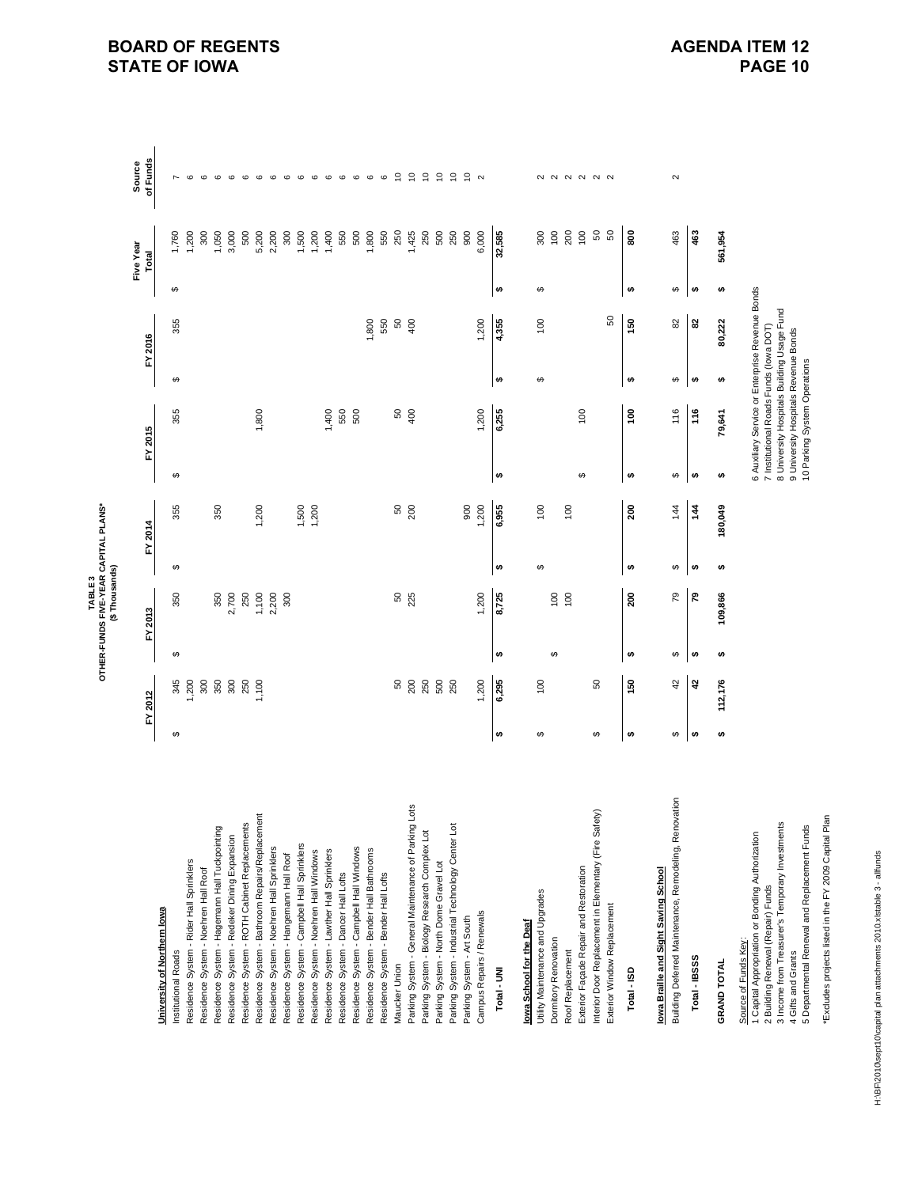**TABLE 3**
**OTHER-FUNDS FIVE-YEAR CAPITAL PLANS***
**($ Thousands)**

| | FY 2012 | FY 2013 | FY 2014 | FY 2015 | FY 2016 | Five Year Total | Source of Funds |
|---|---|---|---|---|---|---|---|
| **University of Northern Iowa** | | | | | | | |
| Institutional Roads | $ 345 | $ 350 | $ 355 | $ 355 | $ 355 | $ 1,760 | 7 |
| Residence System - Rider Hall Sprinklers | 1,200 | | | | | 1,200 | 6 |
| Residence System - Noehren Hall Roof | 300 | | | | | 300 | 6 |
| Residence System - Hagemann Hall Tuckpointing | 350 | 350 | 350 | | | 1,050 | 6 |
| Residence System - Redeker Dining Expansion | 300 | 2,700 | | | | 3,000 | 6 |
| Residence System - ROTH Cabinet Replacements | 250 | 250 | | | | 500 | 6 |
| Residence System - Bathroom Repairs/Replacement | 1,100 | 1,100 | 1,200 | 1,800 | | 5,200 | 6 |
| Residence System - Noehren Hall Sprinklers | | 2,200 | | | | 2,200 | 6 |
| Residence System - Hangemann Hall Roof | | 300 | | | | 300 | 6 |
| Residence System - Campbell Hall Sprinklers | | | 1,500 | | | 1,500 | 6 |
| Residence System - Noehren Hall Windows | | | 1,200 | | | 1,200 | 6 |
| Residence System - Lawther Hall Sprinklers | | | | 1,400 | | 1,400 | 6 |
| Residence System - Dancer Hall Lofts | | | | 550 | | 550 | 6 |
| Residence System - Campbell Hall Windows | | | | 500 | | 500 | 6 |
| Residence System - Bender Hall Bathrooms | | | | | 1,800 | 1,800 | 6 |
| Residence System - Bender Hall Lofts | | | | | 550 | 550 | 6 |
| Maucker Union | 50 | 50 | 50 | 50 | 50 | 250 | 10 |
| Parking System - General Maintenance of Parking Lots | 200 | 225 | 200 | 400 | 400 | 1,425 | 10 |
| Parking System - Biology Research Complex Lot | 250 | | | | | 250 | 10 |
| Parking System - North Dome Gravel Lot | 500 | | | | | 500 | 10 |
| Parking System - Industrial Technology Center Lot | 250 | | | | | 250 | 10 |
| Parking System - Art South | | | 900 | | | 900 | 10 |
| Campus Repairs / Renewals | 1,200 | 1,200 | 1,200 | 1,200 | 1,200 | 6,000 | 2 |
| **Total - UNI** | **$ 6,295** | **$ 8,725** | **$ 6,955** | **$ 6,255** | **$ 4,355** | **$ 32,585** | |
| **Iowa School for the Deaf** | | | | | | | |
| Utility Maintenance and Upgrades | $ 100 | | $ 100 | | $ 100 | $ 300 | 2 |
| Dormitory Renovation | | $ 100 | | | | 100 | 2 |
| Roof Replacement | | 100 | 100 | | | 200 | 2 |
| Exterior Façade Repair and Restoration | | | | $ 100 | | 100 | 2 |
| Interior Door Replacement in Elementary (Fire Safety) | $ 50 | | | | | 50 | 2 |
| Exterior Window Replacement | | | | | 50 | 50 | 2 |
| **Total - ISD** | **$ 150** | **$ 200** | **$ 200** | **$ 100** | **$ 150** | **$ 800** | |
| **Iowa Braille and Sight Saving School** | | | | | | | |
| Building Deferred Maintenance, Remodeling, Renovation | $ 42 | $ 79 | $ 144 | $ 116 | $ 82 | $ 463 | 2 |
| **Total - IBSSS** | **$ 42** | **$ 79** | **$ 144** | **$ 116** | **$ 82** | **$ 463** | |
| **GRAND TOTAL** | **$ 112,176** | **$ 109,866** | **$ 180,049** | **$ 79,641** | **$ 80,222** | **$ 561,954** | |

Source of Funds Key:
1 Capital Appropriation or Bonding Authorization
2 Building Renewal (Repair) Funds
3 Income from Treasurer's Temporary Investments
4 Gifts and Grants
5 Departmental Renewal and Replacement Funds
6 Auxiliary Service or Enterprise Revenue Bonds
7 Institutional Roads Funds (Iowa DOT)
8 University Hospitals Building Usage Fund
9 University Hospitals Revenue Bonds
10 Parking System Operations

*Excludes projects listed in the FY 2009 Capital Plan

H:\BF\2010\sept10\capital plan attachments 2010.xls\table 3 - allfunds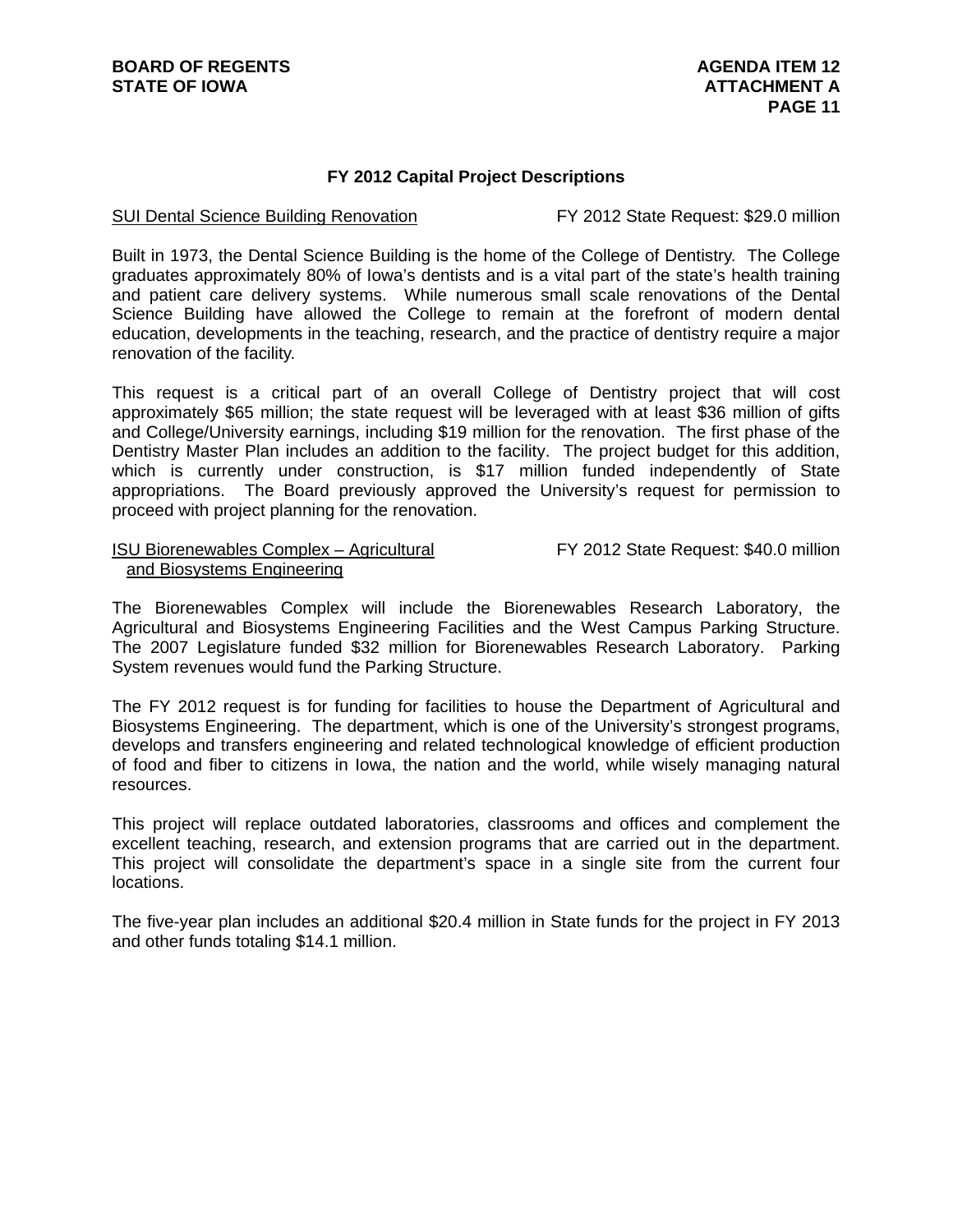## FY 2012 Capital Project Descriptions

SUI Dental Science Building Renovation — FY 2012 State Request: $29.0 million

Built in 1973, the Dental Science Building is the home of the College of Dentistry. The College graduates approximately 80% of Iowa's dentists and is a vital part of the state's health training and patient care delivery systems. While numerous small scale renovations of the Dental Science Building have allowed the College to remain at the forefront of modern dental education, developments in the teaching, research, and the practice of dentistry require a major renovation of the facility.

This request is a critical part of an overall College of Dentistry project that will cost approximately $65 million; the state request will be leveraged with at least $36 million of gifts and College/University earnings, including $19 million for the renovation. The first phase of the Dentistry Master Plan includes an addition to the facility. The project budget for this addition, which is currently under construction, is $17 million funded independently of State appropriations. The Board previously approved the University's request for permission to proceed with project planning for the renovation.

ISU Biorenewables Complex – Agricultural and Biosystems Engineering — FY 2012 State Request: $40.0 million

The Biorenewables Complex will include the Biorenewables Research Laboratory, the Agricultural and Biosystems Engineering Facilities and the West Campus Parking Structure. The 2007 Legislature funded $32 million for Biorenewables Research Laboratory. Parking System revenues would fund the Parking Structure.

The FY 2012 request is for funding for facilities to house the Department of Agricultural and Biosystems Engineering. The department, which is one of the University's strongest programs, develops and transfers engineering and related technological knowledge of efficient production of food and fiber to citizens in Iowa, the nation and the world, while wisely managing natural resources.

This project will replace outdated laboratories, classrooms and offices and complement the excellent teaching, research, and extension programs that are carried out in the department. This project will consolidate the department's space in a single site from the current four locations.

The five-year plan includes an additional $20.4 million in State funds for the project in FY 2013 and other funds totaling $14.1 million.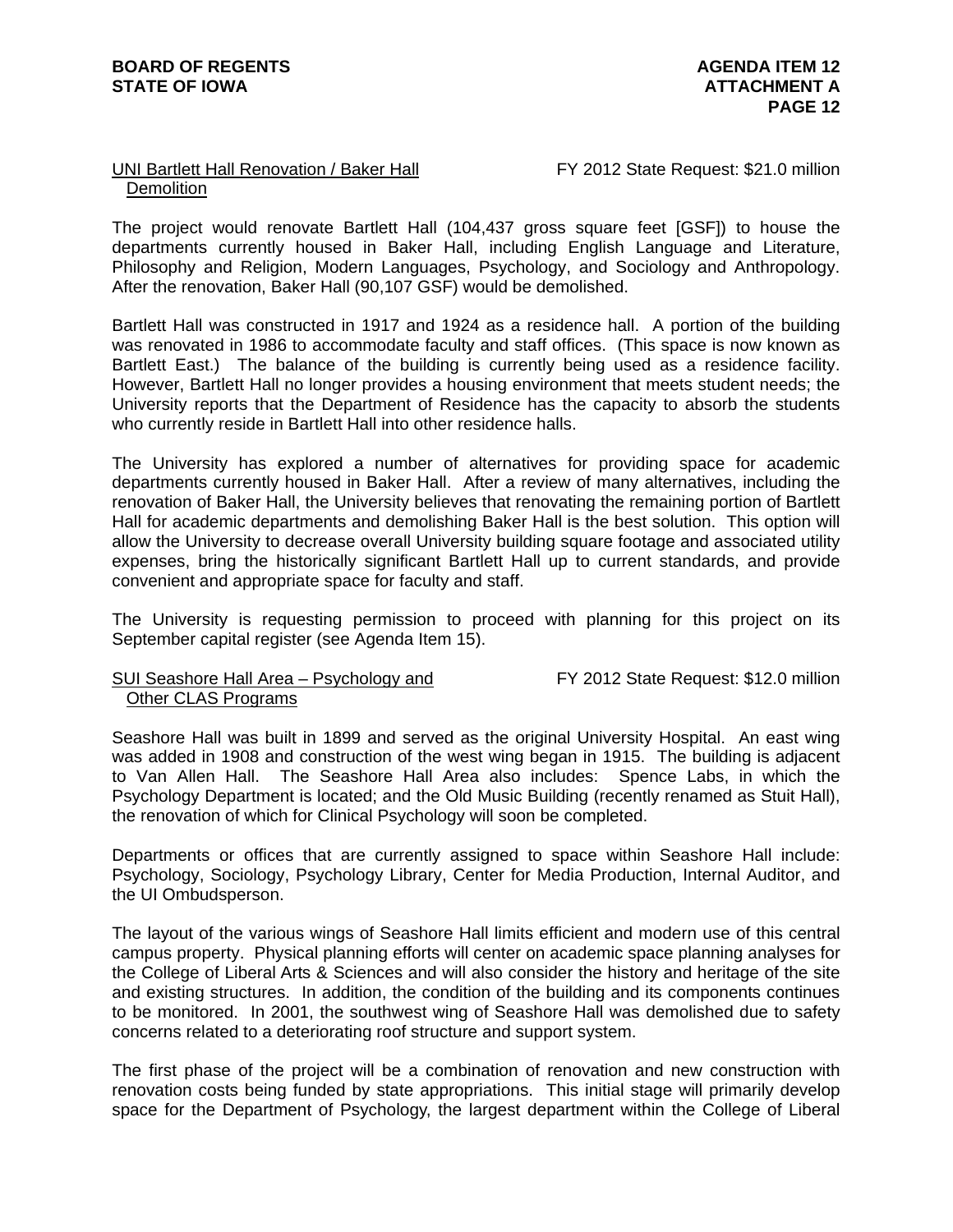UNI Bartlett Hall Renovation / Baker Hall Demolition — FY 2012 State Request: $21.0 million

The project would renovate Bartlett Hall (104,437 gross square feet [GSF]) to house the departments currently housed in Baker Hall, including English Language and Literature, Philosophy and Religion, Modern Languages, Psychology, and Sociology and Anthropology. After the renovation, Baker Hall (90,107 GSF) would be demolished.

Bartlett Hall was constructed in 1917 and 1924 as a residence hall. A portion of the building was renovated in 1986 to accommodate faculty and staff offices. (This space is now known as Bartlett East.) The balance of the building is currently being used as a residence facility. However, Bartlett Hall no longer provides a housing environment that meets student needs; the University reports that the Department of Residence has the capacity to absorb the students who currently reside in Bartlett Hall into other residence halls.

The University has explored a number of alternatives for providing space for academic departments currently housed in Baker Hall. After a review of many alternatives, including the renovation of Baker Hall, the University believes that renovating the remaining portion of Bartlett Hall for academic departments and demolishing Baker Hall is the best solution. This option will allow the University to decrease overall University building square footage and associated utility expenses, bring the historically significant Bartlett Hall up to current standards, and provide convenient and appropriate space for faculty and staff.

The University is requesting permission to proceed with planning for this project on its September capital register (see Agenda Item 15).

SUI Seashore Hall Area – Psychology and Other CLAS Programs — FY 2012 State Request: $12.0 million

Seashore Hall was built in 1899 and served as the original University Hospital. An east wing was added in 1908 and construction of the west wing began in 1915. The building is adjacent to Van Allen Hall. The Seashore Hall Area also includes: Spence Labs, in which the Psychology Department is located; and the Old Music Building (recently renamed as Stuit Hall), the renovation of which for Clinical Psychology will soon be completed.

Departments or offices that are currently assigned to space within Seashore Hall include: Psychology, Sociology, Psychology Library, Center for Media Production, Internal Auditor, and the UI Ombudsperson.

The layout of the various wings of Seashore Hall limits efficient and modern use of this central campus property. Physical planning efforts will center on academic space planning analyses for the College of Liberal Arts & Sciences and will also consider the history and heritage of the site and existing structures. In addition, the condition of the building and its components continues to be monitored. In 2001, the southwest wing of Seashore Hall was demolished due to safety concerns related to a deteriorating roof structure and support system.

The first phase of the project will be a combination of renovation and new construction with renovation costs being funded by state appropriations. This initial stage will primarily develop space for the Department of Psychology, the largest department within the College of Liberal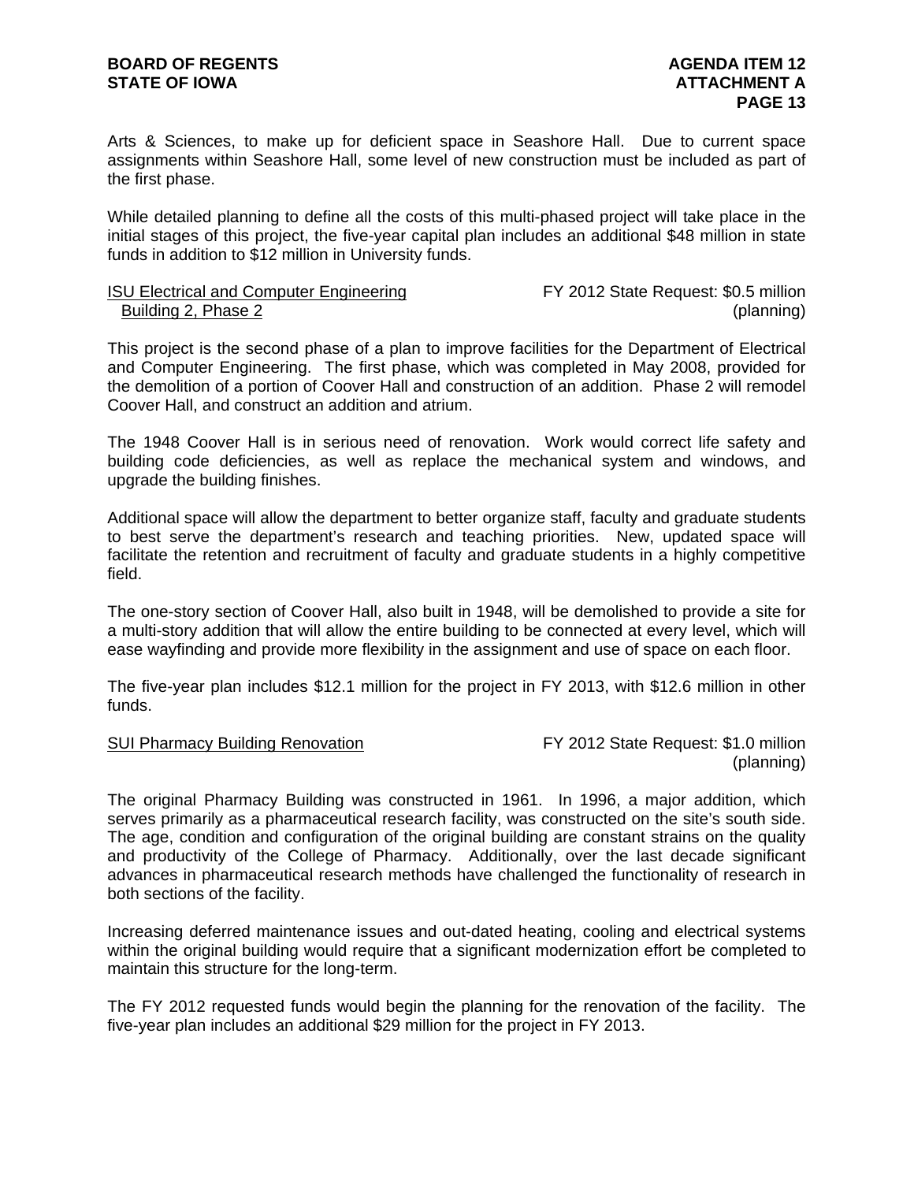Arts & Sciences, to make up for deficient space in Seashore Hall. Due to current space assignments within Seashore Hall, some level of new construction must be included as part of the first phase.

While detailed planning to define all the costs of this multi-phased project will take place in the initial stages of this project, the five-year capital plan includes an additional $48 million in state funds in addition to $12 million in University funds.

ISU Electrical and Computer Engineering Building 2, Phase 2 — FY 2012 State Request: $0.5 million (planning)

This project is the second phase of a plan to improve facilities for the Department of Electrical and Computer Engineering. The first phase, which was completed in May 2008, provided for the demolition of a portion of Coover Hall and construction of an addition. Phase 2 will remodel Coover Hall, and construct an addition and atrium.

The 1948 Coover Hall is in serious need of renovation. Work would correct life safety and building code deficiencies, as well as replace the mechanical system and windows, and upgrade the building finishes.

Additional space will allow the department to better organize staff, faculty and graduate students to best serve the department's research and teaching priorities. New, updated space will facilitate the retention and recruitment of faculty and graduate students in a highly competitive field.

The one-story section of Coover Hall, also built in 1948, will be demolished to provide a site for a multi-story addition that will allow the entire building to be connected at every level, which will ease wayfinding and provide more flexibility in the assignment and use of space on each floor.

The five-year plan includes $12.1 million for the project in FY 2013, with $12.6 million in other funds.

SUI Pharmacy Building Renovation — FY 2012 State Request: $1.0 million (planning)

The original Pharmacy Building was constructed in 1961. In 1996, a major addition, which serves primarily as a pharmaceutical research facility, was constructed on the site's south side. The age, condition and configuration of the original building are constant strains on the quality and productivity of the College of Pharmacy. Additionally, over the last decade significant advances in pharmaceutical research methods have challenged the functionality of research in both sections of the facility.

Increasing deferred maintenance issues and out-dated heating, cooling and electrical systems within the original building would require that a significant modernization effort be completed to maintain this structure for the long-term.

The FY 2012 requested funds would begin the planning for the renovation of the facility. The five-year plan includes an additional $29 million for the project in FY 2013.